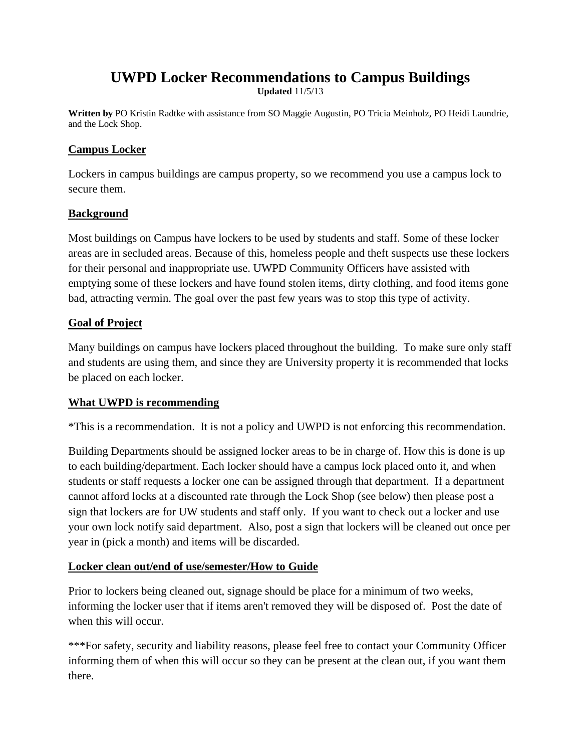# UWPD Locker Recommendations to Campus Buildings

**Updated** 11/5/13

**Written by** PO Kristin Radtke with assistance from SO Maggie Augustin, PO Tricia Meinholz, PO Heidi Laundrie, and the Lock Shop.

## Campus Locker

Lockers in campus buildings are campus property, so we recommend you use a campus lock to secure them.

## Background

Most buildings on Campus have lockers to be used by students and staff. Some of these locker areas are in secluded areas. Because of this, homeless people and theft suspects use these lockers for their personal and inappropriate use. UWPD Community Officers have assisted with emptying some of these lockers and have found stolen items, dirty clothing, and food items gone bad, attracting vermin. The goal over the past few years was to stop this type of activity.

## Goal of Project

Many buildings on campus have lockers placed throughout the building. To make sure only staff and students are using them, and since they are University property it is recommended that locks be placed on each locker.

## What UWPD is recommending

*This is a recommendation. It is not a policy and UWPD is not enforcing this recommendation.

Building Departments should be assigned locker areas to be in charge of. How this is done is up to each building/department. Each locker should have a campus lock placed onto it, and when students or staff requests a locker one can be assigned through that department. If a department cannot afford locks at a discounted rate through the Lock Shop (see below) then please post a sign that lockers are for UW students and staff only. If you want to check out a locker and use your own lock notify said department. Also, post a sign that lockers will be cleaned out once per year in (pick a month) and items will be discarded.

## Locker clean out/end of use/semester/How to Guide

Prior to lockers being cleaned out, signage should be place for a minimum of two weeks, informing the locker user that if items aren't removed they will be disposed of. Post the date of when this will occur.

***For safety, security and liability reasons, please feel free to contact your Community Officer informing them of when this will occur so they can be present at the clean out, if you want them there.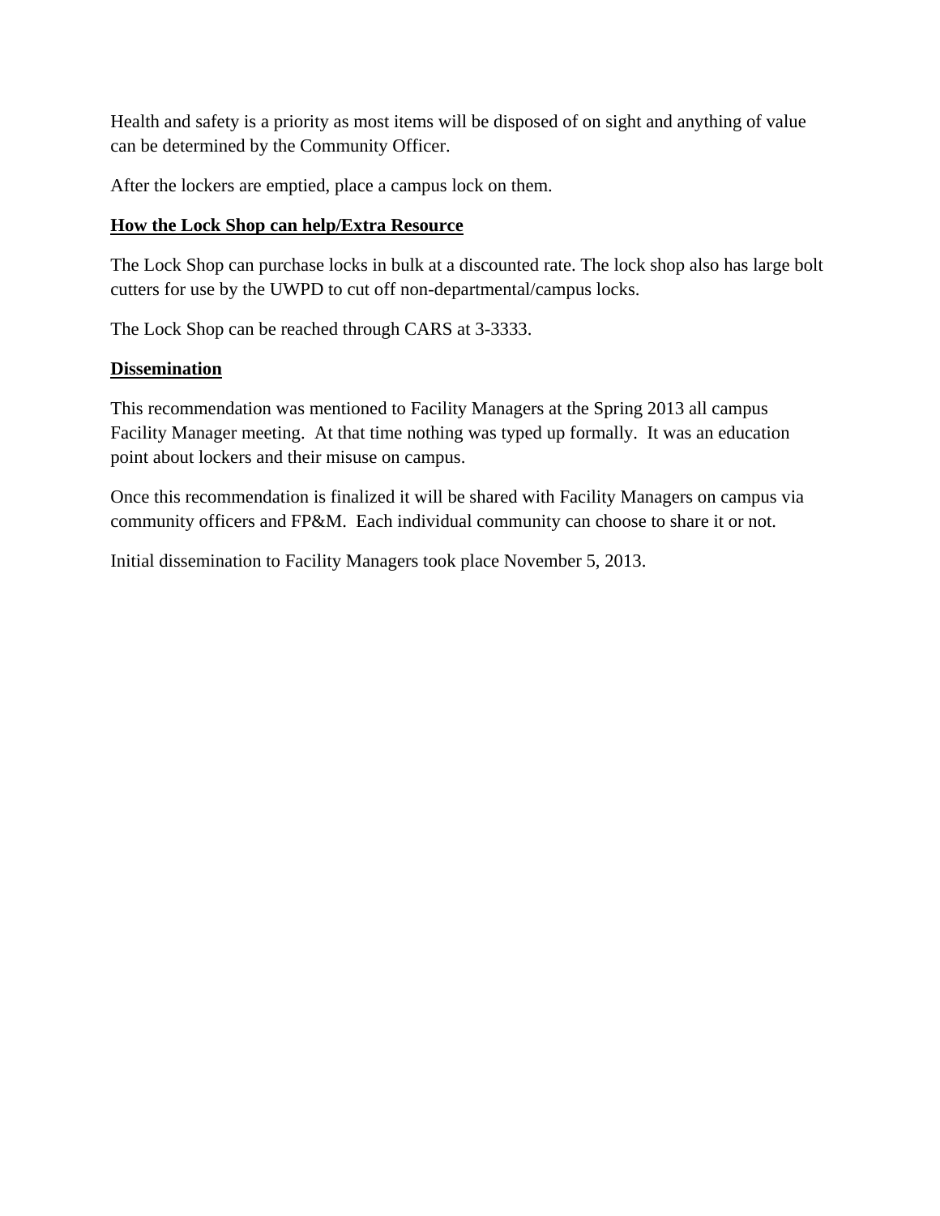Health and safety is a priority as most items will be disposed of on sight and anything of value can be determined by the Community Officer.

After the lockers are emptied, place a campus lock on them.

**<u>How the Lock Shop can help/Extra Resource</u>**

The Lock Shop can purchase locks in bulk at a discounted rate. The lock shop also has large bolt cutters for use by the UWPD to cut off non-departmental/campus locks.

The Lock Shop can be reached through CARS at 3-3333.

**<u>Dissemination</u>**

This recommendation was mentioned to Facility Managers at the Spring 2013 all campus Facility Manager meeting. At that time nothing was typed up formally. It was an education point about lockers and their misuse on campus.

Once this recommendation is finalized it will be shared with Facility Managers on campus via community officers and FP&M. Each individual community can choose to share it or not.

Initial dissemination to Facility Managers took place November 5, 2013.